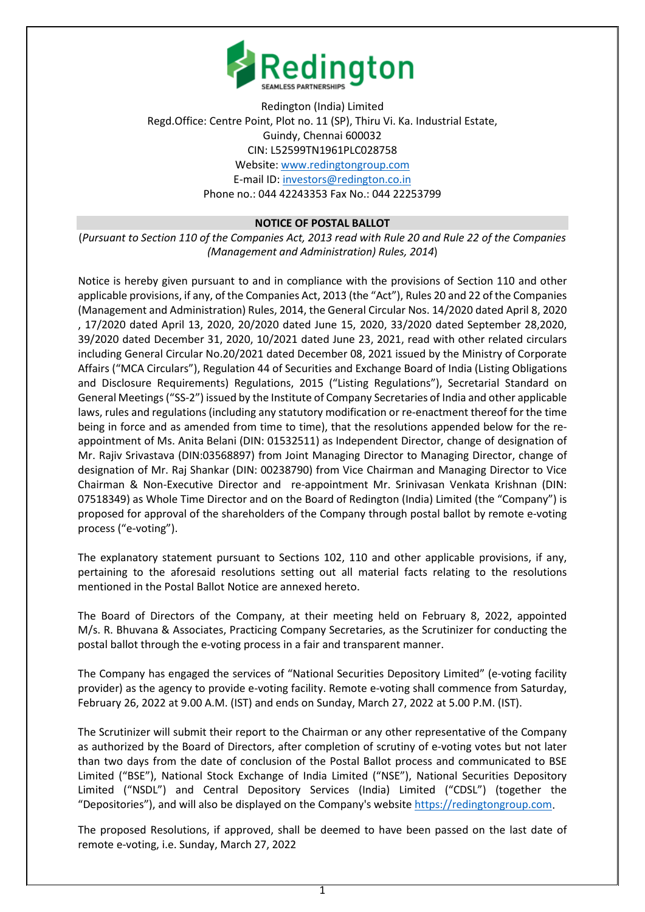Redington (India) Limited
Regd.Office: Centre Point, Plot no. 11 (SP), Thiru Vi. Ka. Industrial Estate,
Guindy, Chennai 600032
CIN: L52599TN1961PLC028758
Website: www.redingtongroup.com
E-mail ID: investors@redington.co.in
Phone no.: 044 42243353 Fax No.: 044 22253799

## NOTICE OF POSTAL BALLOT

(*Pursuant to Section 110 of the Companies Act, 2013 read with Rule 20 and Rule 22 of the Companies (Management and Administration) Rules, 2014*)

Notice is hereby given pursuant to and in compliance with the provisions of Section 110 and other applicable provisions, if any, of the Companies Act, 2013 (the "Act"), Rules 20 and 22 of the Companies (Management and Administration) Rules, 2014, the General Circular Nos. 14/2020 dated April 8, 2020 , 17/2020 dated April 13, 2020, 20/2020 dated June 15, 2020, 33/2020 dated September 28,2020, 39/2020 dated December 31, 2020, 10/2021 dated June 23, 2021, read with other related circulars including General Circular No.20/2021 dated December 08, 2021 issued by the Ministry of Corporate Affairs ("MCA Circulars"), Regulation 44 of Securities and Exchange Board of India (Listing Obligations and Disclosure Requirements) Regulations, 2015 ("Listing Regulations"), Secretarial Standard on General Meetings ("SS-2") issued by the Institute of Company Secretaries of India and other applicable laws, rules and regulations (including any statutory modification or re-enactment thereof for the time being in force and as amended from time to time), that the resolutions appended below for the re-appointment of Ms. Anita Belani (DIN: 01532511) as Independent Director, change of designation of Mr. Rajiv Srivastava (DIN:03568897) from Joint Managing Director to Managing Director, change of designation of Mr. Raj Shankar (DIN: 00238790) from Vice Chairman and Managing Director to Vice Chairman & Non-Executive Director and re-appointment Mr. Srinivasan Venkata Krishnan (DIN: 07518349) as Whole Time Director and on the Board of Redington (India) Limited (the "Company") is proposed for approval of the shareholders of the Company through postal ballot by remote e-voting process ("e-voting").

The explanatory statement pursuant to Sections 102, 110 and other applicable provisions, if any, pertaining to the aforesaid resolutions setting out all material facts relating to the resolutions mentioned in the Postal Ballot Notice are annexed hereto.

The Board of Directors of the Company, at their meeting held on February 8, 2022, appointed M/s. R. Bhuvana & Associates, Practicing Company Secretaries, as the Scrutinizer for conducting the postal ballot through the e-voting process in a fair and transparent manner.

The Company has engaged the services of "National Securities Depository Limited" (e-voting facility provider) as the agency to provide e-voting facility. Remote e-voting shall commence from Saturday, February 26, 2022 at 9.00 A.M. (IST) and ends on Sunday, March 27, 2022 at 5.00 P.M. (IST).

The Scrutinizer will submit their report to the Chairman or any other representative of the Company as authorized by the Board of Directors, after completion of scrutiny of e-voting votes but not later than two days from the date of conclusion of the Postal Ballot process and communicated to BSE Limited ("BSE"), National Stock Exchange of India Limited ("NSE"), National Securities Depository Limited ("NSDL") and Central Depository Services (India) Limited ("CDSL") (together the "Depositories"), and will also be displayed on the Company's website https://redingtongroup.com.

The proposed Resolutions, if approved, shall be deemed to have been passed on the last date of remote e-voting, i.e. Sunday, March 27, 2022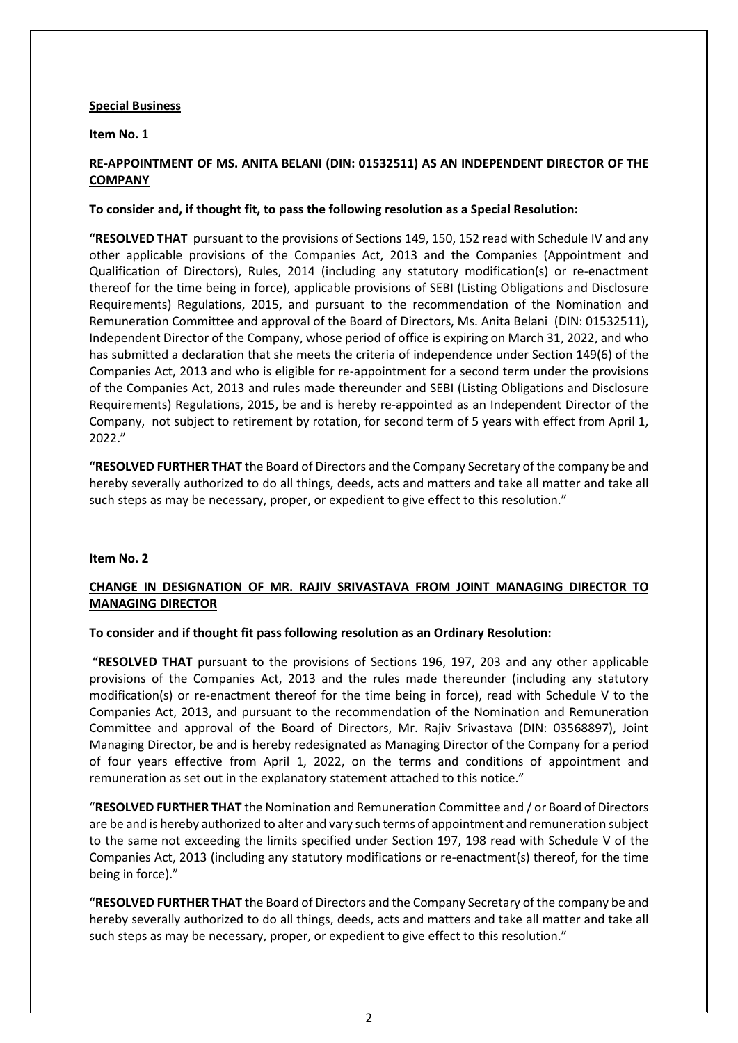**Special Business**

**Item No. 1**

**RE-APPOINTMENT OF MS. ANITA BELANI (DIN: 01532511) AS AN INDEPENDENT DIRECTOR OF THE COMPANY**

**To consider and, if thought fit, to pass the following resolution as a Special Resolution:**

**"RESOLVED THAT** pursuant to the provisions of Sections 149, 150, 152 read with Schedule IV and any other applicable provisions of the Companies Act, 2013 and the Companies (Appointment and Qualification of Directors), Rules, 2014 (including any statutory modification(s) or re-enactment thereof for the time being in force), applicable provisions of SEBI (Listing Obligations and Disclosure Requirements) Regulations, 2015, and pursuant to the recommendation of the Nomination and Remuneration Committee and approval of the Board of Directors, Ms. Anita Belani (DIN: 01532511), Independent Director of the Company, whose period of office is expiring on March 31, 2022, and who has submitted a declaration that she meets the criteria of independence under Section 149(6) of the Companies Act, 2013 and who is eligible for re-appointment for a second term under the provisions of the Companies Act, 2013 and rules made thereunder and SEBI (Listing Obligations and Disclosure Requirements) Regulations, 2015, be and is hereby re-appointed as an Independent Director of the Company, not subject to retirement by rotation, for second term of 5 years with effect from April 1, 2022."

**"RESOLVED FURTHER THAT** the Board of Directors and the Company Secretary of the company be and hereby severally authorized to do all things, deeds, acts and matters and take all matter and take all such steps as may be necessary, proper, or expedient to give effect to this resolution."

**Item No. 2**

**CHANGE IN DESIGNATION OF MR. RAJIV SRIVASTAVA FROM JOINT MANAGING DIRECTOR TO MANAGING DIRECTOR**

**To consider and if thought fit pass following resolution as an Ordinary Resolution:**

"**RESOLVED THAT** pursuant to the provisions of Sections 196, 197, 203 and any other applicable provisions of the Companies Act, 2013 and the rules made thereunder (including any statutory modification(s) or re-enactment thereof for the time being in force), read with Schedule V to the Companies Act, 2013, and pursuant to the recommendation of the Nomination and Remuneration Committee and approval of the Board of Directors, Mr. Rajiv Srivastava (DIN: 03568897), Joint Managing Director, be and is hereby redesignated as Managing Director of the Company for a period of four years effective from April 1, 2022, on the terms and conditions of appointment and remuneration as set out in the explanatory statement attached to this notice."

"**RESOLVED FURTHER THAT** the Nomination and Remuneration Committee and / or Board of Directors are be and is hereby authorized to alter and vary such terms of appointment and remuneration subject to the same not exceeding the limits specified under Section 197, 198 read with Schedule V of the Companies Act, 2013 (including any statutory modifications or re-enactment(s) thereof, for the time being in force)."

**"RESOLVED FURTHER THAT** the Board of Directors and the Company Secretary of the company be and hereby severally authorized to do all things, deeds, acts and matters and take all matter and take all such steps as may be necessary, proper, or expedient to give effect to this resolution."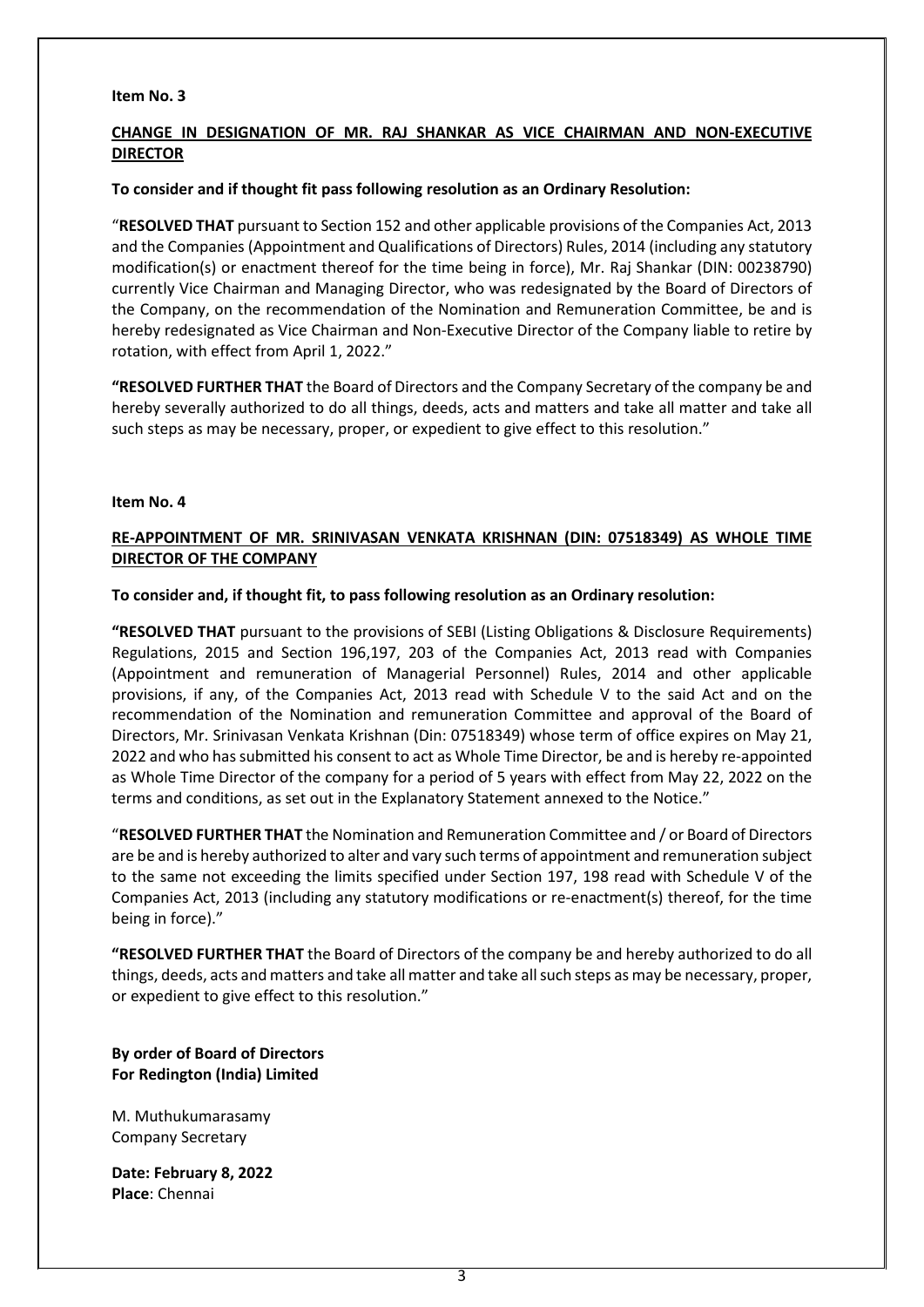**Item No. 3**

**CHANGE IN DESIGNATION OF MR. RAJ SHANKAR AS VICE CHAIRMAN AND NON-EXECUTIVE DIRECTOR**

**To consider and if thought fit pass following resolution as an Ordinary Resolution:**

"**RESOLVED THAT** pursuant to Section 152 and other applicable provisions of the Companies Act, 2013 and the Companies (Appointment and Qualifications of Directors) Rules, 2014 (including any statutory modification(s) or enactment thereof for the time being in force), Mr. Raj Shankar (DIN: 00238790) currently Vice Chairman and Managing Director, who was redesignated by the Board of Directors of the Company, on the recommendation of the Nomination and Remuneration Committee, be and is hereby redesignated as Vice Chairman and Non-Executive Director of the Company liable to retire by rotation, with effect from April 1, 2022."

**"RESOLVED FURTHER THAT** the Board of Directors and the Company Secretary of the company be and hereby severally authorized to do all things, deeds, acts and matters and take all matter and take all such steps as may be necessary, proper, or expedient to give effect to this resolution."

**Item No. 4**

**RE-APPOINTMENT OF MR. SRINIVASAN VENKATA KRISHNAN (DIN: 07518349) AS WHOLE TIME DIRECTOR OF THE COMPANY**

**To consider and, if thought fit, to pass following resolution as an Ordinary resolution:**

**"RESOLVED THAT** pursuant to the provisions of SEBI (Listing Obligations & Disclosure Requirements) Regulations, 2015 and Section 196,197, 203 of the Companies Act, 2013 read with Companies (Appointment and remuneration of Managerial Personnel) Rules, 2014 and other applicable provisions, if any, of the Companies Act, 2013 read with Schedule V to the said Act and on the recommendation of the Nomination and remuneration Committee and approval of the Board of Directors, Mr. Srinivasan Venkata Krishnan (Din: 07518349) whose term of office expires on May 21, 2022 and who has submitted his consent to act as Whole Time Director, be and is hereby re-appointed as Whole Time Director of the company for a period of 5 years with effect from May 22, 2022 on the terms and conditions, as set out in the Explanatory Statement annexed to the Notice."

"**RESOLVED FURTHER THAT** the Nomination and Remuneration Committee and / or Board of Directors are be and is hereby authorized to alter and vary such terms of appointment and remuneration subject to the same not exceeding the limits specified under Section 197, 198 read with Schedule V of the Companies Act, 2013 (including any statutory modifications or re-enactment(s) thereof, for the time being in force)."

**"RESOLVED FURTHER THAT** the Board of Directors of the company be and hereby authorized to do all things, deeds, acts and matters and take all matter and take all such steps as may be necessary, proper, or expedient to give effect to this resolution."

**By order of Board of Directors**
**For Redington (India) Limited**

M. Muthukumarasamy
Company Secretary

**Date: February 8, 2022**
**Place**: Chennai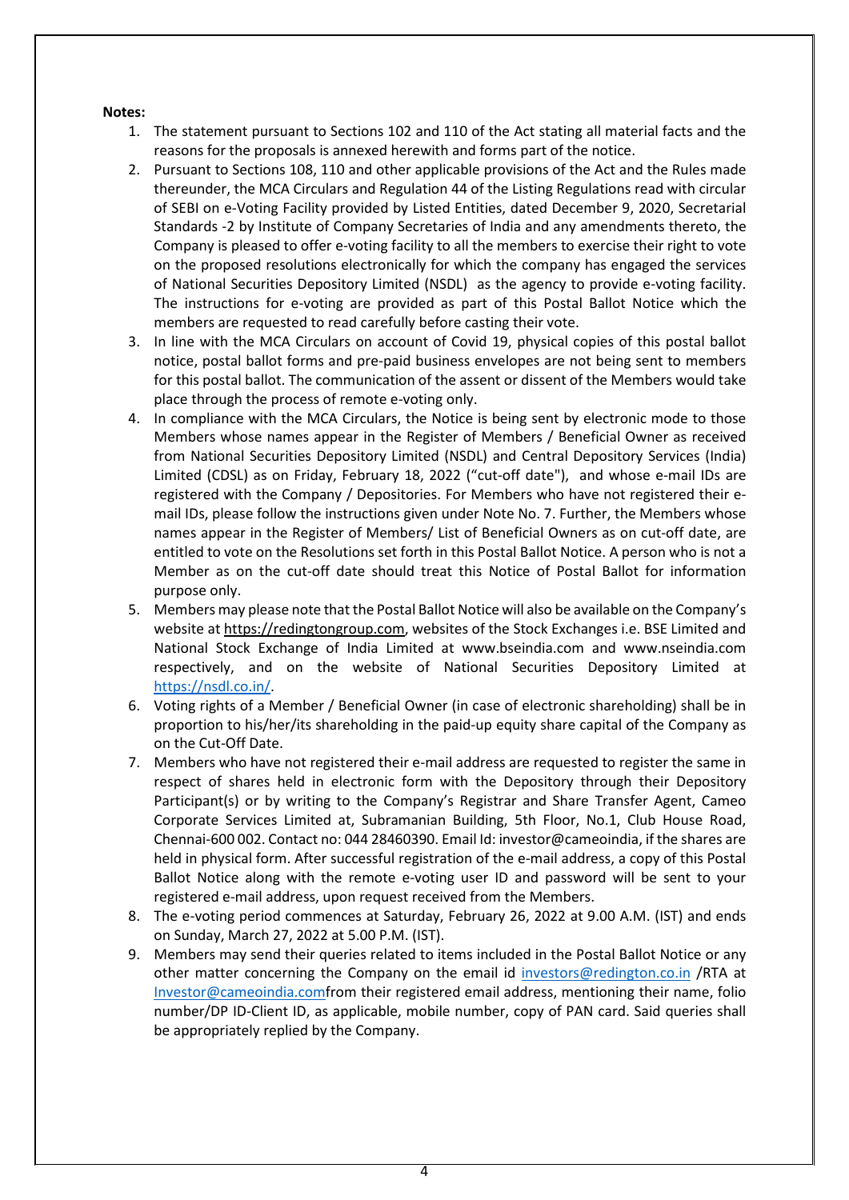**Notes:**

1. The statement pursuant to Sections 102 and 110 of the Act stating all material facts and the reasons for the proposals is annexed herewith and forms part of the notice.
2. Pursuant to Sections 108, 110 and other applicable provisions of the Act and the Rules made thereunder, the MCA Circulars and Regulation 44 of the Listing Regulations read with circular of SEBI on e-Voting Facility provided by Listed Entities, dated December 9, 2020, Secretarial Standards -2 by Institute of Company Secretaries of India and any amendments thereto, the Company is pleased to offer e-voting facility to all the members to exercise their right to vote on the proposed resolutions electronically for which the company has engaged the services of National Securities Depository Limited (NSDL) as the agency to provide e-voting facility. The instructions for e-voting are provided as part of this Postal Ballot Notice which the members are requested to read carefully before casting their vote.
3. In line with the MCA Circulars on account of Covid 19, physical copies of this postal ballot notice, postal ballot forms and pre-paid business envelopes are not being sent to members for this postal ballot. The communication of the assent or dissent of the Members would take place through the process of remote e-voting only.
4. In compliance with the MCA Circulars, the Notice is being sent by electronic mode to those Members whose names appear in the Register of Members / Beneficial Owner as received from National Securities Depository Limited (NSDL) and Central Depository Services (India) Limited (CDSL) as on Friday, February 18, 2022 ("cut-off date"), and whose e-mail IDs are registered with the Company / Depositories. For Members who have not registered their e-mail IDs, please follow the instructions given under Note No. 7. Further, the Members whose names appear in the Register of Members/ List of Beneficial Owners as on cut-off date, are entitled to vote on the Resolutions set forth in this Postal Ballot Notice. A person who is not a Member as on the cut-off date should treat this Notice of Postal Ballot for information purpose only.
5. Members may please note that the Postal Ballot Notice will also be available on the Company's website at https://redingtongroup.com, websites of the Stock Exchanges i.e. BSE Limited and National Stock Exchange of India Limited at www.bseindia.com and www.nseindia.com respectively, and on the website of National Securities Depository Limited at https://nsdl.co.in/.
6. Voting rights of a Member / Beneficial Owner (in case of electronic shareholding) shall be in proportion to his/her/its shareholding in the paid-up equity share capital of the Company as on the Cut-Off Date.
7. Members who have not registered their e-mail address are requested to register the same in respect of shares held in electronic form with the Depository through their Depository Participant(s) or by writing to the Company's Registrar and Share Transfer Agent, Cameo Corporate Services Limited at, Subramanian Building, 5th Floor, No.1, Club House Road, Chennai-600 002. Contact no: 044 28460390. Email Id: investor@cameoindia, if the shares are held in physical form. After successful registration of the e-mail address, a copy of this Postal Ballot Notice along with the remote e-voting user ID and password will be sent to your registered e-mail address, upon request received from the Members.
8. The e-voting period commences at Saturday, February 26, 2022 at 9.00 A.M. (IST) and ends on Sunday, March 27, 2022 at 5.00 P.M. (IST).
9. Members may send their queries related to items included in the Postal Ballot Notice or any other matter concerning the Company on the email id investors@redington.co.in /RTA at Investor@cameoindia.comfrom their registered email address, mentioning their name, folio number/DP ID-Client ID, as applicable, mobile number, copy of PAN card. Said queries shall be appropriately replied by the Company.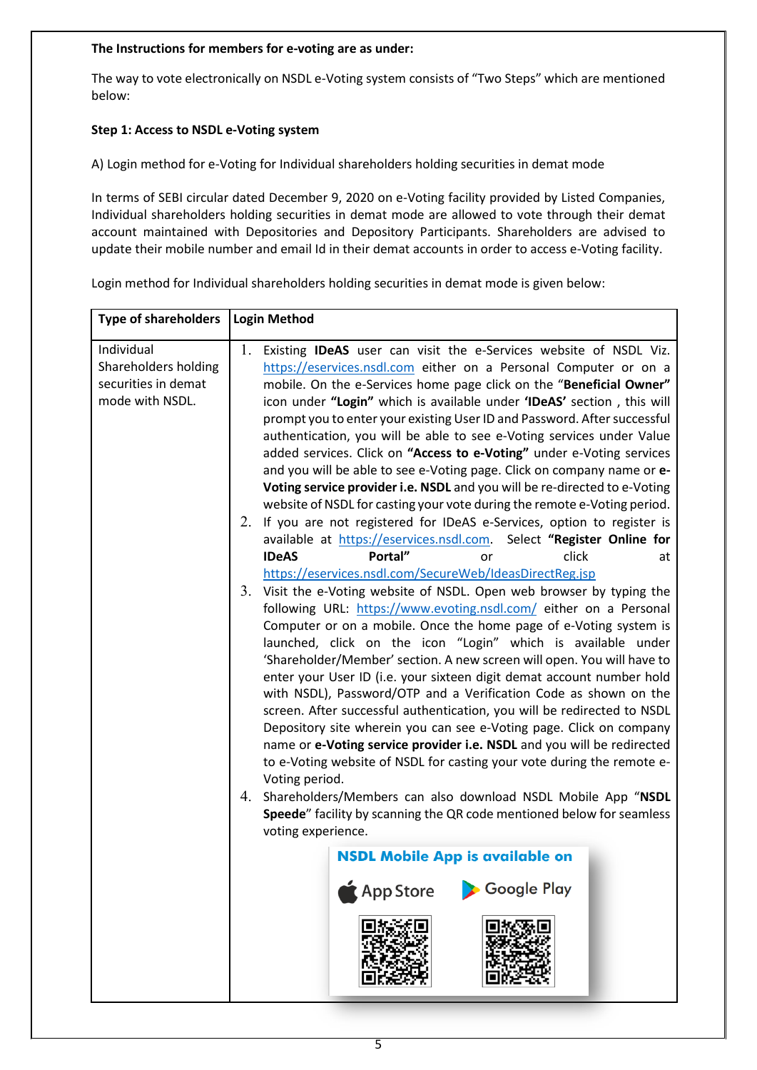**The Instructions for members for e-voting are as under:**

The way to vote electronically on NSDL e-Voting system consists of "Two Steps" which are mentioned below:

**Step 1: Access to NSDL e-Voting system**

A) Login method for e-Voting for Individual shareholders holding securities in demat mode

In terms of SEBI circular dated December 9, 2020 on e-Voting facility provided by Listed Companies, Individual shareholders holding securities in demat mode are allowed to vote through their demat account maintained with Depositories and Depository Participants. Shareholders are advised to update their mobile number and email Id in their demat accounts in order to access e-Voting facility.

Login method for Individual shareholders holding securities in demat mode is given below:

| Type of shareholders | Login Method |
|---|---|
| Individual Shareholders holding securities in demat mode with NSDL. | 1. Existing **IDeAS** user can visit the e-Services website of NSDL Viz. https://eservices.nsdl.com either on a Personal Computer or on a mobile. On the e-Services home page click on the "**Beneficial Owner**" icon under **"Login"** which is available under **'IDeAS'** section , this will prompt you to enter your existing User ID and Password. After successful authentication, you will be able to see e-Voting services under Value added services. Click on **"Access to e-Voting"** under e-Voting services and you will be able to see e-Voting page. Click on company name or **e-Voting service provider i.e. NSDL** and you will be re-directed to e-Voting website of NSDL for casting your vote during the remote e-Voting period.<br>2. If you are not registered for IDeAS e-Services, option to register is available at https://eservices.nsdl.com. Select **"Register Online for IDeAS Portal"** or click at https://eservices.nsdl.com/SecureWeb/IdeasDirectReg.jsp<br>3. Visit the e-Voting website of NSDL. Open web browser by typing the following URL: https://www.evoting.nsdl.com/ either on a Personal Computer or on a mobile. Once the home page of e-Voting system is launched, click on the icon "Login" which is available under 'Shareholder/Member' section. A new screen will open. You will have to enter your User ID (i.e. your sixteen digit demat account number hold with NSDL), Password/OTP and a Verification Code as shown on the screen. After successful authentication, you will be redirected to NSDL Depository site wherein you can see e-Voting page. Click on company name or **e-Voting service provider i.e. NSDL** and you will be redirected to e-Voting website of NSDL for casting your vote during the remote e-Voting period.<br>4. Shareholders/Members can also download NSDL Mobile App "**NSDL Speede**" facility by scanning the QR code mentioned below for seamless voting experience.<br>**NSDL Mobile App is available on**<br>App Store Google Play |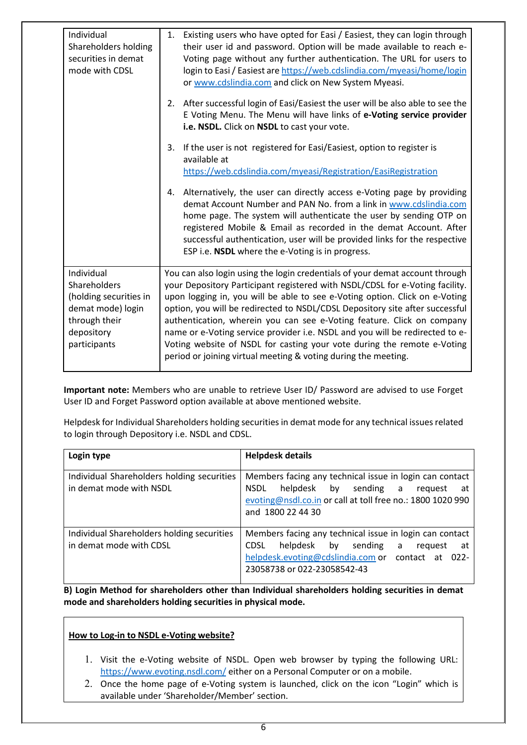| | |
|---|---|
| Individual Shareholders holding securities in demat mode with CDSL | 1. Existing users who have opted for Easi / Easiest, they can login through their user id and password. Option will be made available to reach e-Voting page without any further authentication. The URL for users to login to Easi / Easiest are https://web.cdslindia.com/myeasi/home/login or www.cdslindia.com and click on New System Myeasi.<br><br>2. After successful login of Easi/Easiest the user will be also able to see the E Voting Menu. The Menu will have links of **e-Voting service provider i.e. NSDL.** Click on **NSDL** to cast your vote.<br><br>3. If the user is not registered for Easi/Easiest, option to register is available at https://web.cdslindia.com/myeasi/Registration/EasiRegistration<br><br>4. Alternatively, the user can directly access e-Voting page by providing demat Account Number and PAN No. from a link in www.cdslindia.com home page. The system will authenticate the user by sending OTP on registered Mobile & Email as recorded in the demat Account. After successful authentication, user will be provided links for the respective ESP i.e. **NSDL** where the e-Voting is in progress. |
| Individual Shareholders (holding securities in demat mode) login through their depository participants | You can also login using the login credentials of your demat account through your Depository Participant registered with NSDL/CDSL for e-Voting facility. upon logging in, you will be able to see e-Voting option. Click on e-Voting option, you will be redirected to NSDL/CDSL Depository site after successful authentication, wherein you can see e-Voting feature. Click on company name or e-Voting service provider i.e. NSDL and you will be redirected to e-Voting website of NSDL for casting your vote during the remote e-Voting period or joining virtual meeting & voting during the meeting. |

**Important note:** Members who are unable to retrieve User ID/ Password are advised to use Forget User ID and Forget Password option available at above mentioned website.

Helpdesk for Individual Shareholders holding securities in demat mode for any technical issues related to login through Depository i.e. NSDL and CDSL.

| Login type | Helpdesk details |
|---|---|
| Individual Shareholders holding securities in demat mode with NSDL | Members facing any technical issue in login can contact NSDL helpdesk by sending a request at evoting@nsdl.co.in or call at toll free no.: 1800 1020 990 and 1800 22 44 30 |
| Individual Shareholders holding securities in demat mode with CDSL | Members facing any technical issue in login can contact CDSL helpdesk by sending a request at helpdesk.evoting@cdslindia.com or contact at 022-23058738 or 022-23058542-43 |

**B) Login Method for shareholders other than Individual shareholders holding securities in demat mode and shareholders holding securities in physical mode.**

**<u>How to Log-in to NSDL e-Voting website?</u>**

1. Visit the e-Voting website of NSDL. Open web browser by typing the following URL: https://www.evoting.nsdl.com/ either on a Personal Computer or on a mobile.
2. Once the home page of e-Voting system is launched, click on the icon "Login" which is available under 'Shareholder/Member' section.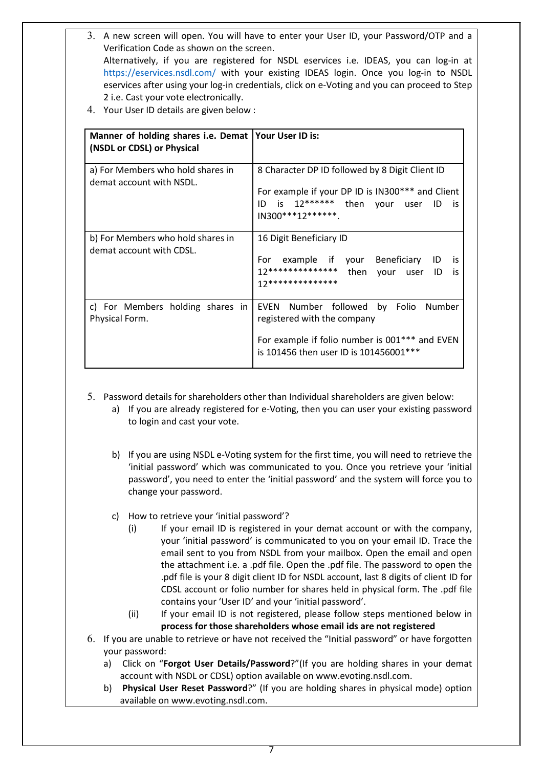3. A new screen will open. You will have to enter your User ID, your Password/OTP and a Verification Code as shown on the screen.
   Alternatively, if you are registered for NSDL eservices i.e. IDEAS, you can log-in at https://eservices.nsdl.com/ with your existing IDEAS login. Once you log-in to NSDL eservices after using your log-in credentials, click on e-Voting and you can proceed to Step 2 i.e. Cast your vote electronically.
4. Your User ID details are given below :

| **Manner of holding shares i.e. Demat (NSDL or CDSL) or Physical** | **Your User ID is:** |
|---|---|
| a) For Members who hold shares in demat account with NSDL. | 8 Character DP ID followed by 8 Digit Client ID<br><br>For example if your DP ID is IN300*** and Client ID is 12****** then your user ID is IN300***12******. |
| b) For Members who hold shares in demat account with CDSL. | 16 Digit Beneficiary ID<br><br>For example if your Beneficiary ID is 12************** then your user ID is 12************** |
| c) For Members holding shares in Physical Form. | EVEN Number followed by Folio Number registered with the company<br><br>For example if folio number is 001*** and EVEN is 101456 then user ID is 101456001*** |

5. Password details for shareholders other than Individual shareholders are given below:
   a) If you are already registered for e-Voting, then you can user your existing password to login and cast your vote.

   b) If you are using NSDL e-Voting system for the first time, you will need to retrieve the 'initial password' which was communicated to you. Once you retrieve your 'initial password', you need to enter the 'initial password' and the system will force you to change your password.

   c) How to retrieve your 'initial password'?
      (i) If your email ID is registered in your demat account or with the company, your 'initial password' is communicated to you on your email ID. Trace the email sent to you from NSDL from your mailbox. Open the email and open the attachment i.e. a .pdf file. Open the .pdf file. The password to open the .pdf file is your 8 digit client ID for NSDL account, last 8 digits of client ID for CDSL account or folio number for shares held in physical form. The .pdf file contains your 'User ID' and your 'initial password'.
      (ii) If your email ID is not registered, please follow steps mentioned below in **process for those shareholders whose email ids are not registered**
6. If you are unable to retrieve or have not received the "Initial password" or have forgotten your password:
   a) Click on "**Forgot User Details/Password**?"(If you are holding shares in your demat account with NSDL or CDSL) option available on www.evoting.nsdl.com.
   b) **Physical User Reset Password**?" (If you are holding shares in physical mode) option available on www.evoting.nsdl.com.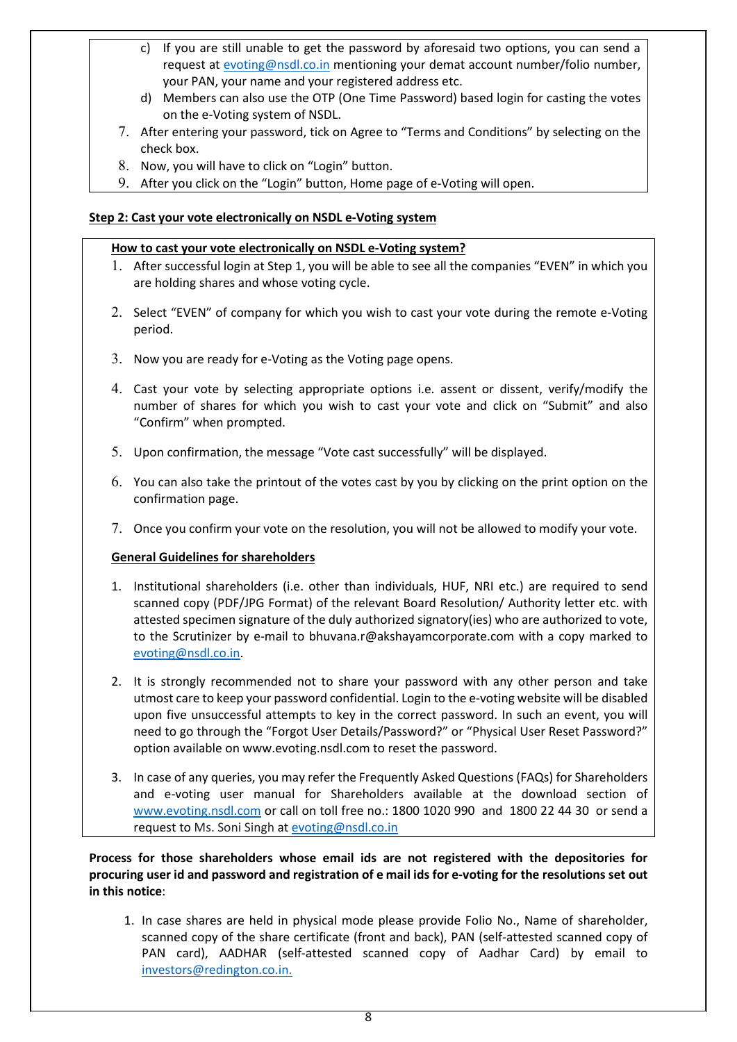c) If you are still unable to get the password by aforesaid two options, you can send a request at evoting@nsdl.co.in mentioning your demat account number/folio number, your PAN, your name and your registered address etc.

d) Members can also use the OTP (One Time Password) based login for casting the votes on the e-Voting system of NSDL.

7. After entering your password, tick on Agree to "Terms and Conditions" by selecting on the check box.
8. Now, you will have to click on "Login" button.
9. After you click on the "Login" button, Home page of e-Voting will open.

**Step 2: Cast your vote electronically on NSDL e-Voting system**

**How to cast your vote electronically on NSDL e-Voting system?**

1. After successful login at Step 1, you will be able to see all the companies "EVEN" in which you are holding shares and whose voting cycle.
2. Select "EVEN" of company for which you wish to cast your vote during the remote e-Voting period.
3. Now you are ready for e-Voting as the Voting page opens.
4. Cast your vote by selecting appropriate options i.e. assent or dissent, verify/modify the number of shares for which you wish to cast your vote and click on "Submit" and also "Confirm" when prompted.
5. Upon confirmation, the message "Vote cast successfully" will be displayed.
6. You can also take the printout of the votes cast by you by clicking on the print option on the confirmation page.
7. Once you confirm your vote on the resolution, you will not be allowed to modify your vote.

**General Guidelines for shareholders**

1. Institutional shareholders (i.e. other than individuals, HUF, NRI etc.) are required to send scanned copy (PDF/JPG Format) of the relevant Board Resolution/ Authority letter etc. with attested specimen signature of the duly authorized signatory(ies) who are authorized to vote, to the Scrutinizer by e-mail to bhuvana.r@akshayamcorporate.com with a copy marked to evoting@nsdl.co.in.
2. It is strongly recommended not to share your password with any other person and take utmost care to keep your password confidential. Login to the e-voting website will be disabled upon five unsuccessful attempts to key in the correct password. In such an event, you will need to go through the "Forgot User Details/Password?" or "Physical User Reset Password?" option available on www.evoting.nsdl.com to reset the password.
3. In case of any queries, you may refer the Frequently Asked Questions (FAQs) for Shareholders and e-voting user manual for Shareholders available at the download section of www.evoting.nsdl.com or call on toll free no.: 1800 1020 990 and 1800 22 44 30 or send a request to Ms. Soni Singh at evoting@nsdl.co.in

**Process for those shareholders whose email ids are not registered with the depositories for procuring user id and password and registration of e mail ids for e-voting for the resolutions set out in this notice**:

1. In case shares are held in physical mode please provide Folio No., Name of shareholder, scanned copy of the share certificate (front and back), PAN (self-attested scanned copy of PAN card), AADHAR (self-attested scanned copy of Aadhar Card) by email to investors@redington.co.in.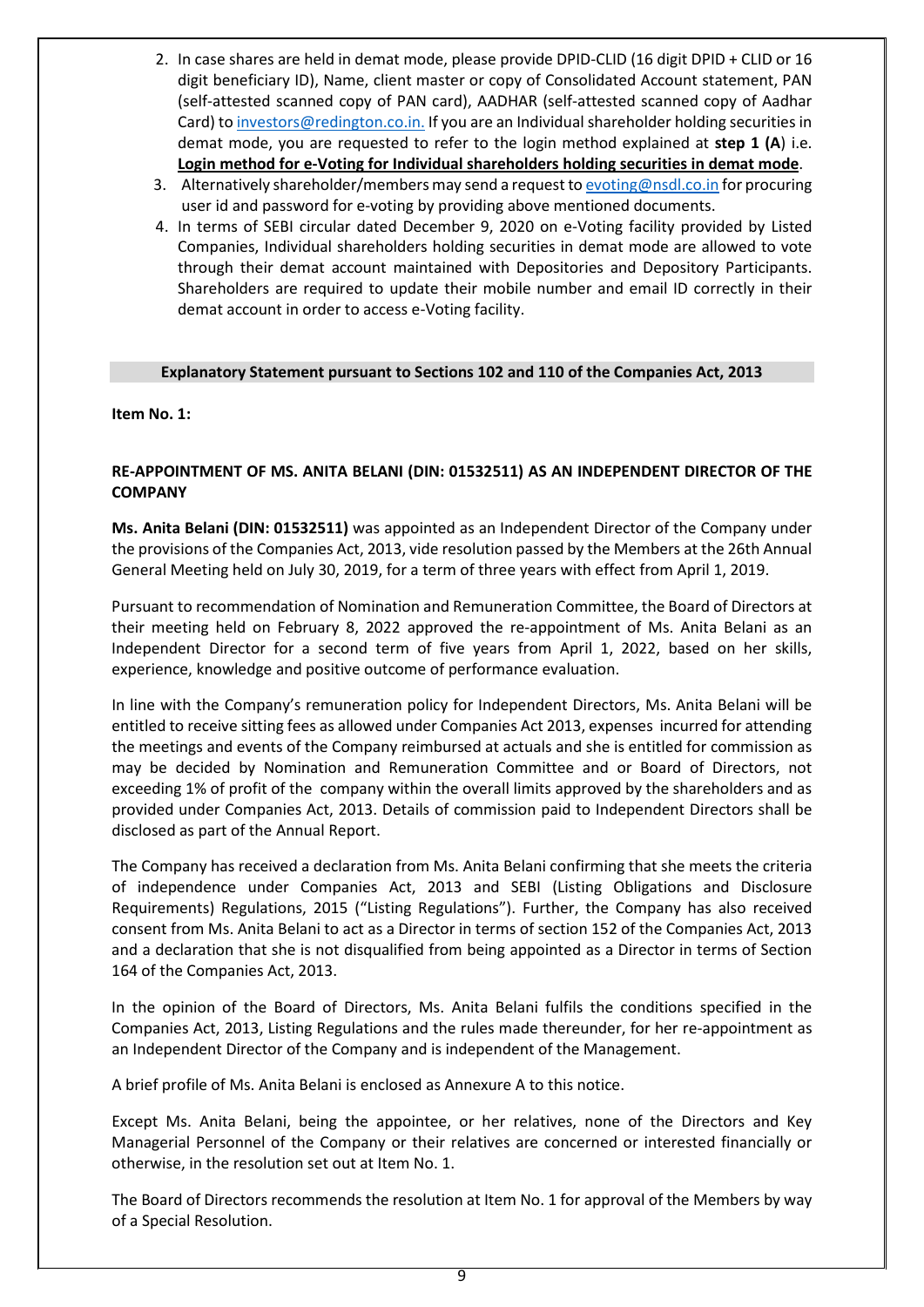2. In case shares are held in demat mode, please provide DPID-CLID (16 digit DPID + CLID or 16 digit beneficiary ID), Name, client master or copy of Consolidated Account statement, PAN (self-attested scanned copy of PAN card), AADHAR (self-attested scanned copy of Aadhar Card) to investors@redington.co.in. If you are an Individual shareholder holding securities in demat mode, you are requested to refer to the login method explained at **step 1 (A**) i.e. **Login method for e-Voting for Individual shareholders holding securities in demat mode**.
3. Alternatively shareholder/members may send a request to evoting@nsdl.co.in for procuring user id and password for e-voting by providing above mentioned documents.
4. In terms of SEBI circular dated December 9, 2020 on e-Voting facility provided by Listed Companies, Individual shareholders holding securities in demat mode are allowed to vote through their demat account maintained with Depositories and Depository Participants. Shareholders are required to update their mobile number and email ID correctly in their demat account in order to access e-Voting facility.

## Explanatory Statement pursuant to Sections 102 and 110 of the Companies Act, 2013

**Item No. 1:**

### RE-APPOINTMENT OF MS. ANITA BELANI (DIN: 01532511) AS AN INDEPENDENT DIRECTOR OF THE COMPANY

**Ms. Anita Belani (DIN: 01532511)** was appointed as an Independent Director of the Company under the provisions of the Companies Act, 2013, vide resolution passed by the Members at the 26th Annual General Meeting held on July 30, 2019, for a term of three years with effect from April 1, 2019.

Pursuant to recommendation of Nomination and Remuneration Committee, the Board of Directors at their meeting held on February 8, 2022 approved the re-appointment of Ms. Anita Belani as an Independent Director for a second term of five years from April 1, 2022, based on her skills, experience, knowledge and positive outcome of performance evaluation.

In line with the Company's remuneration policy for Independent Directors, Ms. Anita Belani will be entitled to receive sitting fees as allowed under Companies Act 2013, expenses incurred for attending the meetings and events of the Company reimbursed at actuals and she is entitled for commission as may be decided by Nomination and Remuneration Committee and or Board of Directors, not exceeding 1% of profit of the company within the overall limits approved by the shareholders and as provided under Companies Act, 2013. Details of commission paid to Independent Directors shall be disclosed as part of the Annual Report.

The Company has received a declaration from Ms. Anita Belani confirming that she meets the criteria of independence under Companies Act, 2013 and SEBI (Listing Obligations and Disclosure Requirements) Regulations, 2015 ("Listing Regulations"). Further, the Company has also received consent from Ms. Anita Belani to act as a Director in terms of section 152 of the Companies Act, 2013 and a declaration that she is not disqualified from being appointed as a Director in terms of Section 164 of the Companies Act, 2013.

In the opinion of the Board of Directors, Ms. Anita Belani fulfils the conditions specified in the Companies Act, 2013, Listing Regulations and the rules made thereunder, for her re-appointment as an Independent Director of the Company and is independent of the Management.

A brief profile of Ms. Anita Belani is enclosed as Annexure A to this notice.

Except Ms. Anita Belani, being the appointee, or her relatives, none of the Directors and Key Managerial Personnel of the Company or their relatives are concerned or interested financially or otherwise, in the resolution set out at Item No. 1.

The Board of Directors recommends the resolution at Item No. 1 for approval of the Members by way of a Special Resolution.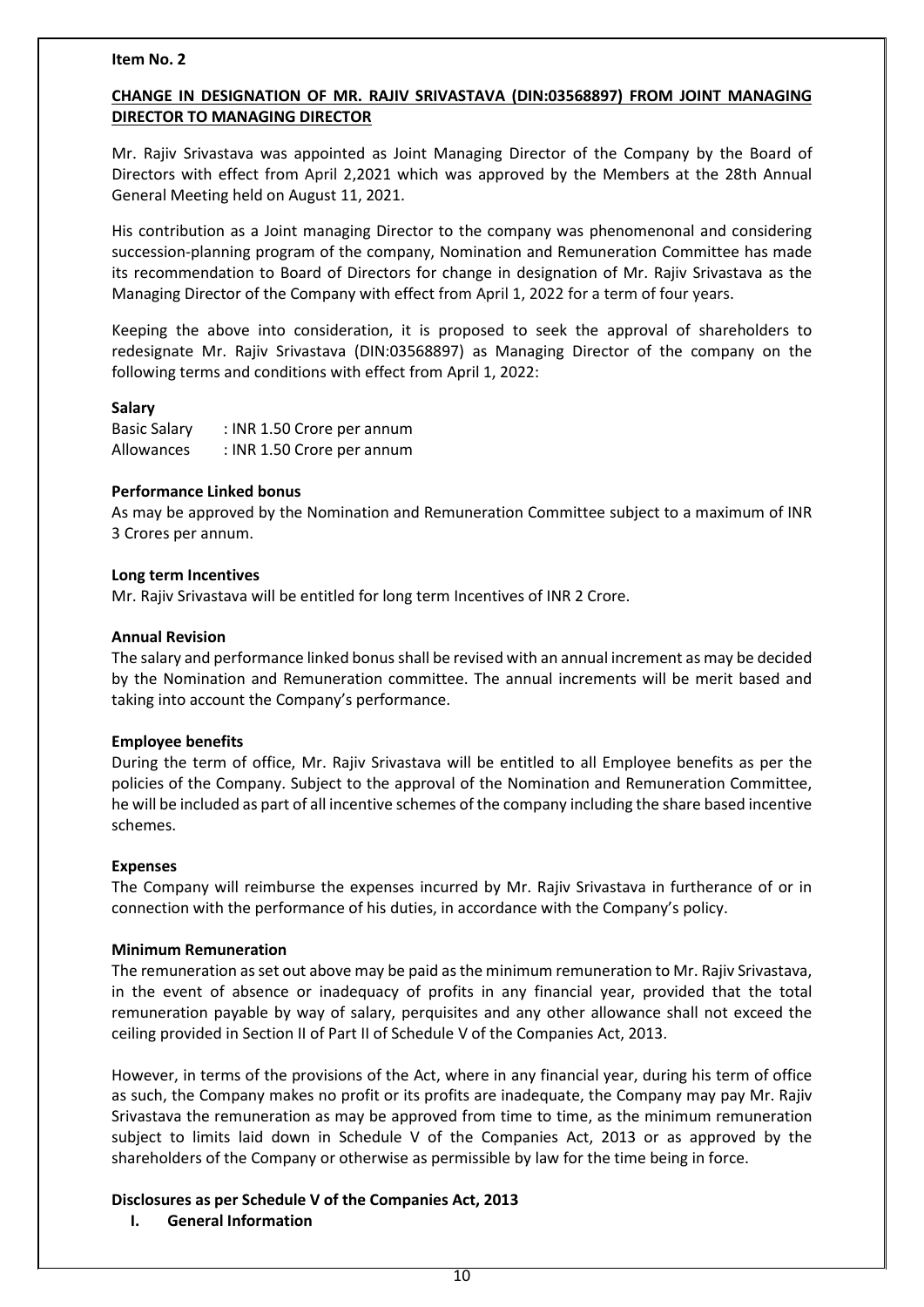**Item No. 2**

**CHANGE IN DESIGNATION OF MR. RAJIV SRIVASTAVA (DIN:03568897) FROM JOINT MANAGING DIRECTOR TO MANAGING DIRECTOR**

Mr. Rajiv Srivastava was appointed as Joint Managing Director of the Company by the Board of Directors with effect from April 2,2021 which was approved by the Members at the 28th Annual General Meeting held on August 11, 2021.

His contribution as a Joint managing Director to the company was phenomenonal and considering succession-planning program of the company, Nomination and Remuneration Committee has made its recommendation to Board of Directors for change in designation of Mr. Rajiv Srivastava as the Managing Director of the Company with effect from April 1, 2022 for a term of four years.

Keeping the above into consideration, it is proposed to seek the approval of shareholders to redesignate Mr. Rajiv Srivastava (DIN:03568897) as Managing Director of the company on the following terms and conditions with effect from April 1, 2022:

**Salary**

Basic Salary : INR 1.50 Crore per annum
Allowances : INR 1.50 Crore per annum

**Performance Linked bonus**

As may be approved by the Nomination and Remuneration Committee subject to a maximum of INR 3 Crores per annum.

**Long term Incentives**

Mr. Rajiv Srivastava will be entitled for long term Incentives of INR 2 Crore.

**Annual Revision**

The salary and performance linked bonus shall be revised with an annual increment as may be decided by the Nomination and Remuneration committee. The annual increments will be merit based and taking into account the Company's performance.

**Employee benefits**

During the term of office, Mr. Rajiv Srivastava will be entitled to all Employee benefits as per the policies of the Company. Subject to the approval of the Nomination and Remuneration Committee, he will be included as part of all incentive schemes of the company including the share based incentive schemes.

**Expenses**

The Company will reimburse the expenses incurred by Mr. Rajiv Srivastava in furtherance of or in connection with the performance of his duties, in accordance with the Company's policy.

**Minimum Remuneration**

The remuneration as set out above may be paid as the minimum remuneration to Mr. Rajiv Srivastava, in the event of absence or inadequacy of profits in any financial year, provided that the total remuneration payable by way of salary, perquisites and any other allowance shall not exceed the ceiling provided in Section II of Part II of Schedule V of the Companies Act, 2013.

However, in terms of the provisions of the Act, where in any financial year, during his term of office as such, the Company makes no profit or its profits are inadequate, the Company may pay Mr. Rajiv Srivastava the remuneration as may be approved from time to time, as the minimum remuneration subject to limits laid down in Schedule V of the Companies Act, 2013 or as approved by the shareholders of the Company or otherwise as permissible by law for the time being in force.

**Disclosures as per Schedule V of the Companies Act, 2013**

**I. General Information**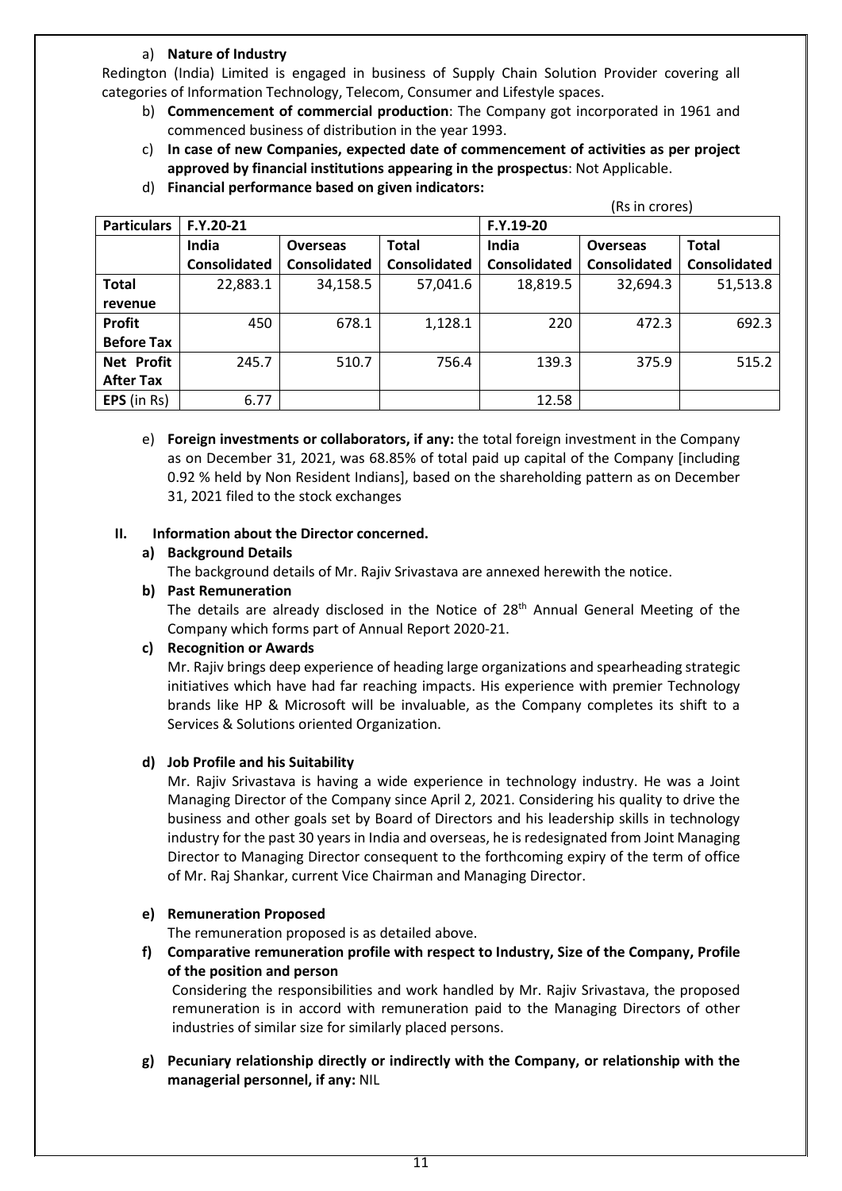a) **Nature of Industry**

Redington (India) Limited is engaged in business of Supply Chain Solution Provider covering all categories of Information Technology, Telecom, Consumer and Lifestyle spaces.

b) **Commencement of commercial production**: The Company got incorporated in 1961 and commenced business of distribution in the year 1993.

c) **In case of new Companies, expected date of commencement of activities as per project approved by financial institutions appearing in the prospectus**: Not Applicable.

d) **Financial performance based on given indicators:**

(Rs in crores)

| **Particulars** | **F.Y.20-21** | | | **F.Y.19-20** | | |
|---|---|---|---|---|---|---|
| | **India Consolidated** | **Overseas Consolidated** | **Total Consolidated** | **India Consolidated** | **Overseas Consolidated** | **Total Consolidated** |
| **Total revenue** | 22,883.1 | 34,158.5 | 57,041.6 | 18,819.5 | 32,694.3 | 51,513.8 |
| **Profit Before Tax** | 450 | 678.1 | 1,128.1 | 220 | 472.3 | 692.3 |
| **Net Profit After Tax** | 245.7 | 510.7 | 756.4 | 139.3 | 375.9 | 515.2 |
| **EPS** (in Rs) | 6.77 | | | 12.58 | | |

e) **Foreign investments or collaborators, if any:** the total foreign investment in the Company as on December 31, 2021, was 68.85% of total paid up capital of the Company [including 0.92 % held by Non Resident Indians], based on the shareholding pattern as on December 31, 2021 filed to the stock exchanges

## II. Information about the Director concerned.

**a) Background Details**

The background details of Mr. Rajiv Srivastava are annexed herewith the notice.

**b) Past Remuneration**

The details are already disclosed in the Notice of 28th Annual General Meeting of the Company which forms part of Annual Report 2020-21.

**c) Recognition or Awards**

Mr. Rajiv brings deep experience of heading large organizations and spearheading strategic initiatives which have had far reaching impacts. His experience with premier Technology brands like HP & Microsoft will be invaluable, as the Company completes its shift to a Services & Solutions oriented Organization.

**d) Job Profile and his Suitability**

Mr. Rajiv Srivastava is having a wide experience in technology industry. He was a Joint Managing Director of the Company since April 2, 2021. Considering his quality to drive the business and other goals set by Board of Directors and his leadership skills in technology industry for the past 30 years in India and overseas, he is redesignated from Joint Managing Director to Managing Director consequent to the forthcoming expiry of the term of office of Mr. Raj Shankar, current Vice Chairman and Managing Director.

**e) Remuneration Proposed**

The remuneration proposed is as detailed above.

**f) Comparative remuneration profile with respect to Industry, Size of the Company, Profile of the position and person**

Considering the responsibilities and work handled by Mr. Rajiv Srivastava, the proposed remuneration is in accord with remuneration paid to the Managing Directors of other industries of similar size for similarly placed persons.

**g) Pecuniary relationship directly or indirectly with the Company, or relationship with the managerial personnel, if any:** NIL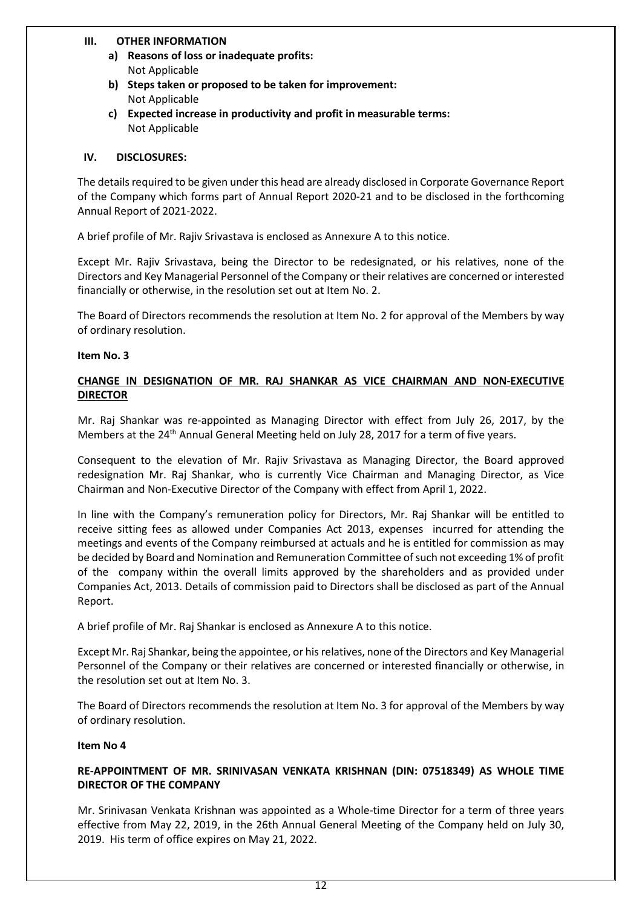### III. OTHER INFORMATION

a) **Reasons of loss or inadequate profits:**
Not Applicable

b) **Steps taken or proposed to be taken for improvement:**
Not Applicable

c) **Expected increase in productivity and profit in measurable terms:**
Not Applicable

### IV. DISCLOSURES:

The details required to be given under this head are already disclosed in Corporate Governance Report of the Company which forms part of Annual Report 2020-21 and to be disclosed in the forthcoming Annual Report of 2021-2022.

A brief profile of Mr. Rajiv Srivastava is enclosed as Annexure A to this notice.

Except Mr. Rajiv Srivastava, being the Director to be redesignated, or his relatives, none of the Directors and Key Managerial Personnel of the Company or their relatives are concerned or interested financially or otherwise, in the resolution set out at Item No. 2.

The Board of Directors recommends the resolution at Item No. 2 for approval of the Members by way of ordinary resolution.

**Item No. 3**

**CHANGE IN DESIGNATION OF MR. RAJ SHANKAR AS VICE CHAIRMAN AND NON-EXECUTIVE DIRECTOR**

Mr. Raj Shankar was re-appointed as Managing Director with effect from July 26, 2017, by the Members at the 24th Annual General Meeting held on July 28, 2017 for a term of five years.

Consequent to the elevation of Mr. Rajiv Srivastava as Managing Director, the Board approved redesignation Mr. Raj Shankar, who is currently Vice Chairman and Managing Director, as Vice Chairman and Non-Executive Director of the Company with effect from April 1, 2022.

In line with the Company's remuneration policy for Directors, Mr. Raj Shankar will be entitled to receive sitting fees as allowed under Companies Act 2013, expenses incurred for attending the meetings and events of the Company reimbursed at actuals and he is entitled for commission as may be decided by Board and Nomination and Remuneration Committee of such not exceeding 1% of profit of the company within the overall limits approved by the shareholders and as provided under Companies Act, 2013. Details of commission paid to Directors shall be disclosed as part of the Annual Report.

A brief profile of Mr. Raj Shankar is enclosed as Annexure A to this notice.

Except Mr. Raj Shankar, being the appointee, or his relatives, none of the Directors and Key Managerial Personnel of the Company or their relatives are concerned or interested financially or otherwise, in the resolution set out at Item No. 3.

The Board of Directors recommends the resolution at Item No. 3 for approval of the Members by way of ordinary resolution.

**Item No 4**

**RE-APPOINTMENT OF MR. SRINIVASAN VENKATA KRISHNAN (DIN: 07518349) AS WHOLE TIME DIRECTOR OF THE COMPANY**

Mr. Srinivasan Venkata Krishnan was appointed as a Whole-time Director for a term of three years effective from May 22, 2019, in the 26th Annual General Meeting of the Company held on July 30, 2019. His term of office expires on May 21, 2022.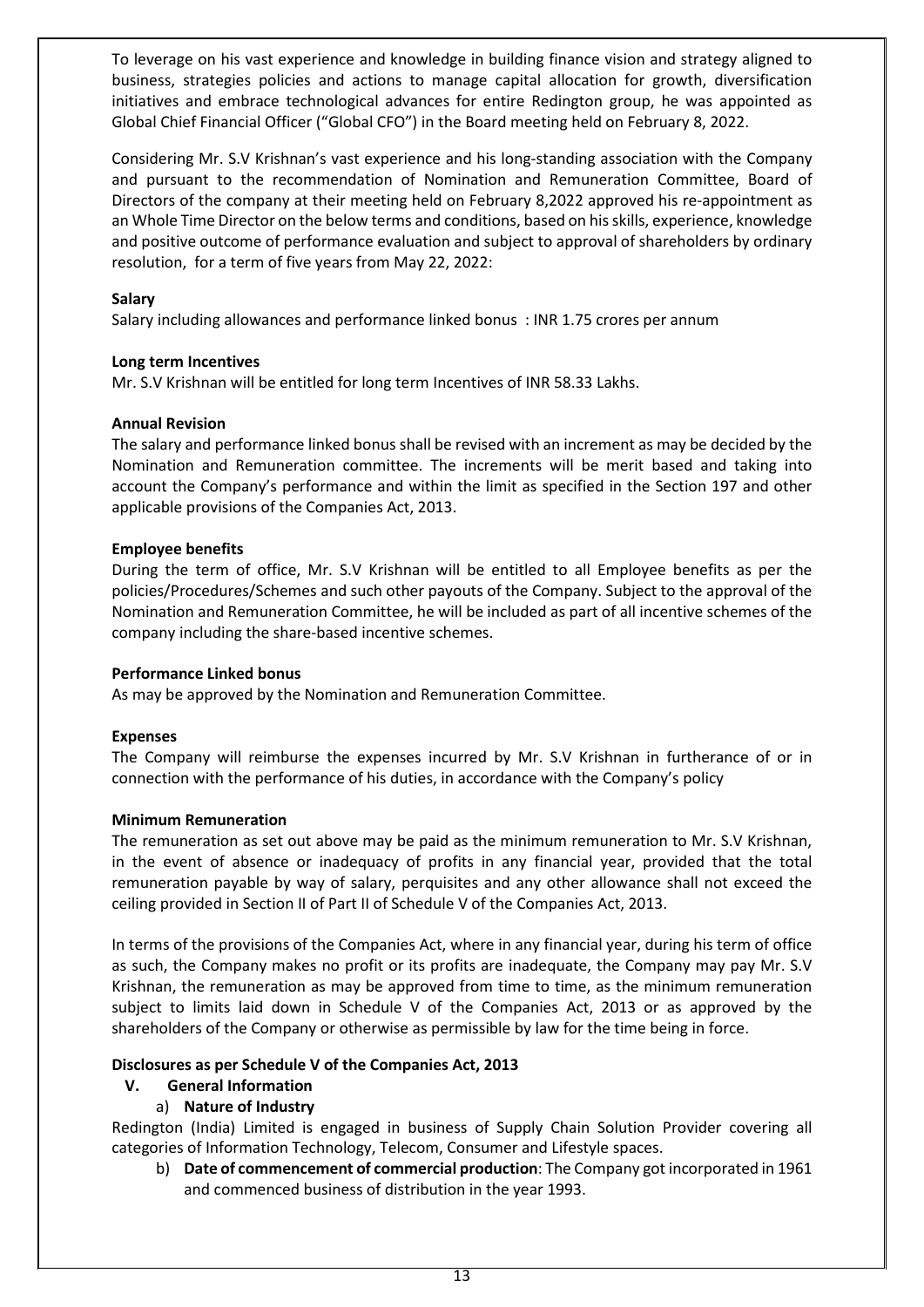To leverage on his vast experience and knowledge in building finance vision and strategy aligned to business, strategies policies and actions to manage capital allocation for growth, diversification initiatives and embrace technological advances for entire Redington group, he was appointed as Global Chief Financial Officer ("Global CFO") in the Board meeting held on February 8, 2022.

Considering Mr. S.V Krishnan's vast experience and his long-standing association with the Company and pursuant to the recommendation of Nomination and Remuneration Committee, Board of Directors of the company at their meeting held on February 8,2022 approved his re-appointment as an Whole Time Director on the below terms and conditions, based on his skills, experience, knowledge and positive outcome of performance evaluation and subject to approval of shareholders by ordinary resolution, for a term of five years from May 22, 2022:

**Salary**

Salary including allowances and performance linked bonus : INR 1.75 crores per annum

**Long term Incentives**

Mr. S.V Krishnan will be entitled for long term Incentives of INR 58.33 Lakhs.

**Annual Revision**

The salary and performance linked bonus shall be revised with an increment as may be decided by the Nomination and Remuneration committee. The increments will be merit based and taking into account the Company's performance and within the limit as specified in the Section 197 and other applicable provisions of the Companies Act, 2013.

**Employee benefits**

During the term of office, Mr. S.V Krishnan will be entitled to all Employee benefits as per the policies/Procedures/Schemes and such other payouts of the Company. Subject to the approval of the Nomination and Remuneration Committee, he will be included as part of all incentive schemes of the company including the share-based incentive schemes.

**Performance Linked bonus**

As may be approved by the Nomination and Remuneration Committee.

**Expenses**

The Company will reimburse the expenses incurred by Mr. S.V Krishnan in furtherance of or in connection with the performance of his duties, in accordance with the Company's policy

**Minimum Remuneration**

The remuneration as set out above may be paid as the minimum remuneration to Mr. S.V Krishnan, in the event of absence or inadequacy of profits in any financial year, provided that the total remuneration payable by way of salary, perquisites and any other allowance shall not exceed the ceiling provided in Section II of Part II of Schedule V of the Companies Act, 2013.

In terms of the provisions of the Companies Act, where in any financial year, during his term of office as such, the Company makes no profit or its profits are inadequate, the Company may pay Mr. S.V Krishnan, the remuneration as may be approved from time to time, as the minimum remuneration subject to limits laid down in Schedule V of the Companies Act, 2013 or as approved by the shareholders of the Company or otherwise as permissible by law for the time being in force.

**Disclosures as per Schedule V of the Companies Act, 2013**

**V. General Information**

a) **Nature of Industry**

Redington (India) Limited is engaged in business of Supply Chain Solution Provider covering all categories of Information Technology, Telecom, Consumer and Lifestyle spaces.

b) **Date of commencement of commercial production**: The Company got incorporated in 1961 and commenced business of distribution in the year 1993.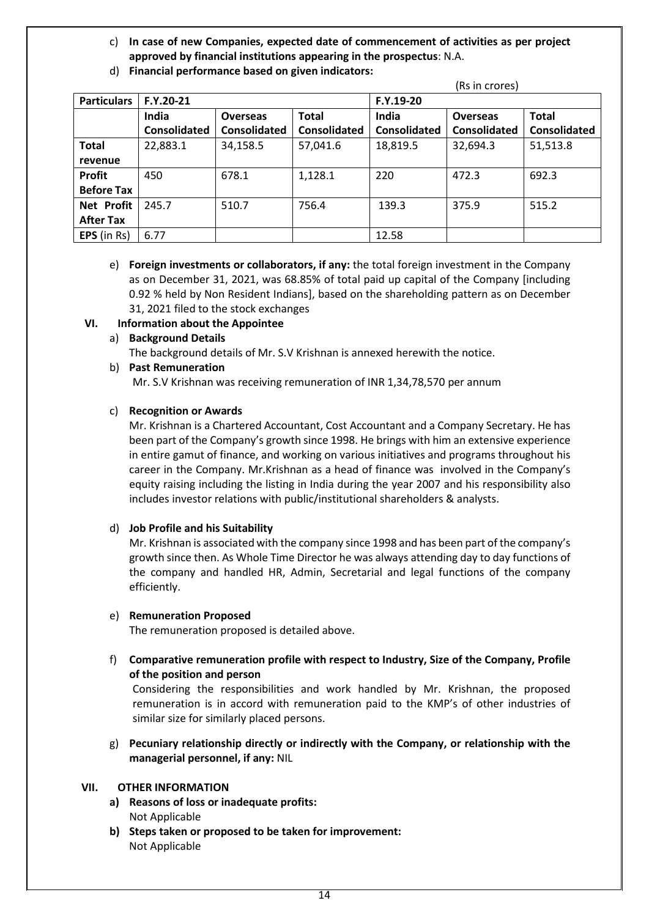c) **In case of new Companies, expected date of commencement of activities as per project approved by financial institutions appearing in the prospectus**: N.A.

d) **Financial performance based on given indicators:**

(Rs in crores)

| Particulars | F.Y.20-21 | | | F.Y.19-20 | | |
|---|---|---|---|---|---|---|
| | India Consolidated | Overseas Consolidated | Total Consolidated | India Consolidated | Overseas Consolidated | Total Consolidated |
| **Total revenue** | 22,883.1 | 34,158.5 | 57,041.6 | 18,819.5 | 32,694.3 | 51,513.8 |
| **Profit Before Tax** | 450 | 678.1 | 1,128.1 | 220 | 472.3 | 692.3 |
| **Net Profit After Tax** | 245.7 | 510.7 | 756.4 | 139.3 | 375.9 | 515.2 |
| **EPS** (in Rs) | 6.77 | | | 12.58 | | |

e) **Foreign investments or collaborators, if any:** the total foreign investment in the Company as on December 31, 2021, was 68.85% of total paid up capital of the Company [including 0.92 % held by Non Resident Indians], based on the shareholding pattern as on December 31, 2021 filed to the stock exchanges

**VI. Information about the Appointee**

a) **Background Details**

The background details of Mr. S.V Krishnan is annexed herewith the notice.

b) **Past Remuneration**

Mr. S.V Krishnan was receiving remuneration of INR 1,34,78,570 per annum

c) **Recognition or Awards**

Mr. Krishnan is a Chartered Accountant, Cost Accountant and a Company Secretary. He has been part of the Company's growth since 1998. He brings with him an extensive experience in entire gamut of finance, and working on various initiatives and programs throughout his career in the Company. Mr.Krishnan as a head of finance was involved in the Company's equity raising including the listing in India during the year 2007 and his responsibility also includes investor relations with public/institutional shareholders & analysts.

d) **Job Profile and his Suitability**

Mr. Krishnan is associated with the company since 1998 and has been part of the company's growth since then. As Whole Time Director he was always attending day to day functions of the company and handled HR, Admin, Secretarial and legal functions of the company efficiently.

e) **Remuneration Proposed**

The remuneration proposed is detailed above.

f) **Comparative remuneration profile with respect to Industry, Size of the Company, Profile of the position and person**

Considering the responsibilities and work handled by Mr. Krishnan, the proposed remuneration is in accord with remuneration paid to the KMP's of other industries of similar size for similarly placed persons.

g) **Pecuniary relationship directly or indirectly with the Company, or relationship with the managerial personnel, if any:** NIL

**VII. OTHER INFORMATION**

**a) Reasons of loss or inadequate profits:**
Not Applicable

**b) Steps taken or proposed to be taken for improvement:**
Not Applicable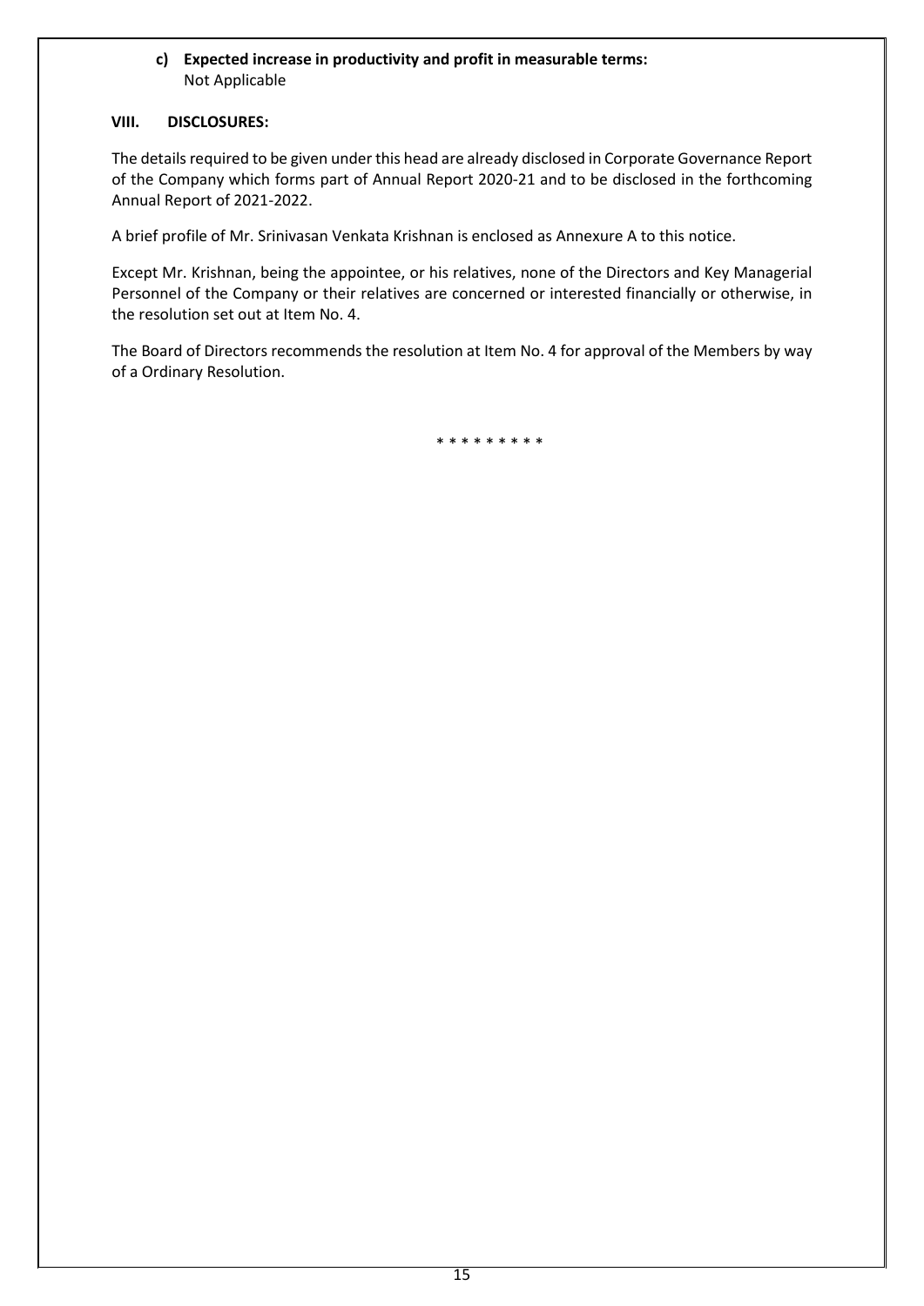**c) Expected increase in productivity and profit in measurable terms:**
Not Applicable

## VIII. DISCLOSURES:

The details required to be given under this head are already disclosed in Corporate Governance Report of the Company which forms part of Annual Report 2020-21 and to be disclosed in the forthcoming Annual Report of 2021-2022.

A brief profile of Mr. Srinivasan Venkata Krishnan is enclosed as Annexure A to this notice.

Except Mr. Krishnan, being the appointee, or his relatives, none of the Directors and Key Managerial Personnel of the Company or their relatives are concerned or interested financially or otherwise, in the resolution set out at Item No. 4.

The Board of Directors recommends the resolution at Item No. 4 for approval of the Members by way of a Ordinary Resolution.

* * * * * * * * *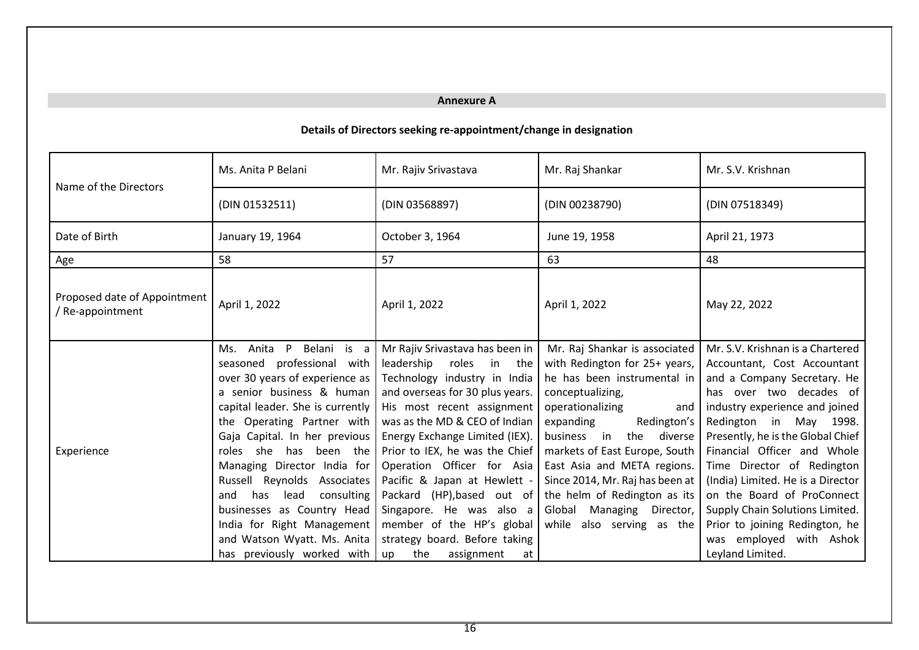## Annexure A

### Details of Directors seeking re-appointment/change in designation

| Name of the Directors | Ms. Anita P Belani | Mr. Rajiv Srivastava | Mr. Raj Shankar | Mr. S.V. Krishnan |
|---|---|---|---|---|
| | (DIN 01532511) | (DIN 03568897) | (DIN 00238790) | (DIN 07518349) |
| Date of Birth | January 19, 1964 | October 3, 1964 | June 19, 1958 | April 21, 1973 |
| Age | 58 | 57 | 63 | 48 |
| Proposed date of Appointment / Re-appointment | April 1, 2022 | April 1, 2022 | April 1, 2022 | May 22, 2022 |
| Experience | Ms. Anita P Belani is a seasoned professional with over 30 years of experience as a senior business & human capital leader. She is currently the Operating Partner with Gaja Capital. In her previous roles she has been the Managing Director India for Russell Reynolds Associates and has lead consulting businesses as Country Head India for Right Management and Watson Wyatt. Ms. Anita has previously worked with | Mr Rajiv Srivastava has been in leadership roles in the Technology industry in India and overseas for 30 plus years. His most recent assignment was as the MD & CEO of Indian Energy Exchange Limited (IEX). Prior to IEX, he was the Chief Operation Officer for Asia Pacific & Japan at Hewlett - Packard (HP),based out of Singapore. He was also a member of the HP's global strategy board. Before taking up the assignment at | Mr. Raj Shankar is associated with Redington for 25+ years, he has been instrumental in conceptualizing, operationalizing and expanding Redington's business in the diverse markets of East Europe, South East Asia and META regions. Since 2014, Mr. Raj has been at the helm of Redington as its Global Managing Director, while also serving as the | Mr. S.V. Krishnan is a Chartered Accountant, Cost Accountant and a Company Secretary. He has over two decades of industry experience and joined Redington in May 1998. Presently, he is the Global Chief Financial Officer and Whole Time Director of Redington (India) Limited. He is a Director on the Board of ProConnect Supply Chain Solutions Limited. Prior to joining Redington, he was employed with Ashok Leyland Limited. |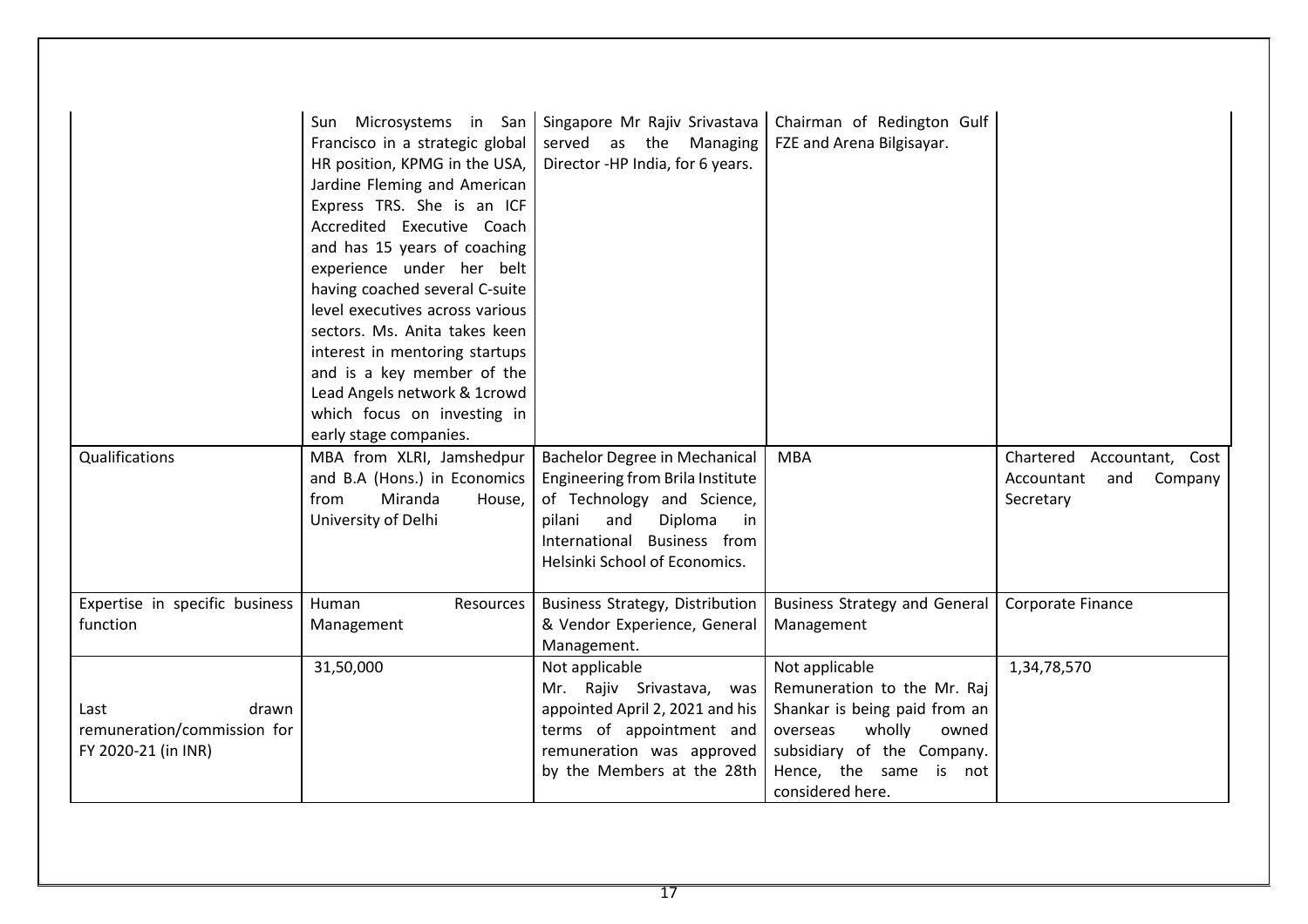| | | | | |
|---|---|---|---|---|
| | Sun Microsystems in San Francisco in a strategic global HR position, KPMG in the USA, Jardine Fleming and American Express TRS. She is an ICF Accredited Executive Coach and has 15 years of coaching experience under her belt having coached several C-suite level executives across various sectors. Ms. Anita takes keen interest in mentoring startups and is a key member of the Lead Angels network & 1crowd which focus on investing in early stage companies. | Singapore Mr Rajiv Srivastava served as the Managing Director -HP India, for 6 years. | Chairman of Redington Gulf FZE and Arena Bilgisayar. | |
| Qualifications | MBA from XLRI, Jamshedpur and B.A (Hons.) in Economics from Miranda House, University of Delhi | Bachelor Degree in Mechanical Engineering from Brila Institute of Technology and Science, pilani and Diploma in International Business from Helsinki School of Economics. | MBA | Chartered Accountant, Cost Accountant and Company Secretary |
| Expertise in specific business function | Human Resources Management | Business Strategy, Distribution & Vendor Experience, General Management. | Business Strategy and General Management | Corporate Finance |
| Last drawn remuneration/commission for FY 2020-21 (in INR) | 31,50,000 | Not applicable Mr. Rajiv Srivastava, was appointed April 2, 2021 and his terms of appointment and remuneration was approved by the Members at the 28th | Not applicable Remuneration to the Mr. Raj Shankar is being paid from an overseas wholly owned subsidiary of the Company. Hence, the same is not considered here. | 1,34,78,570 |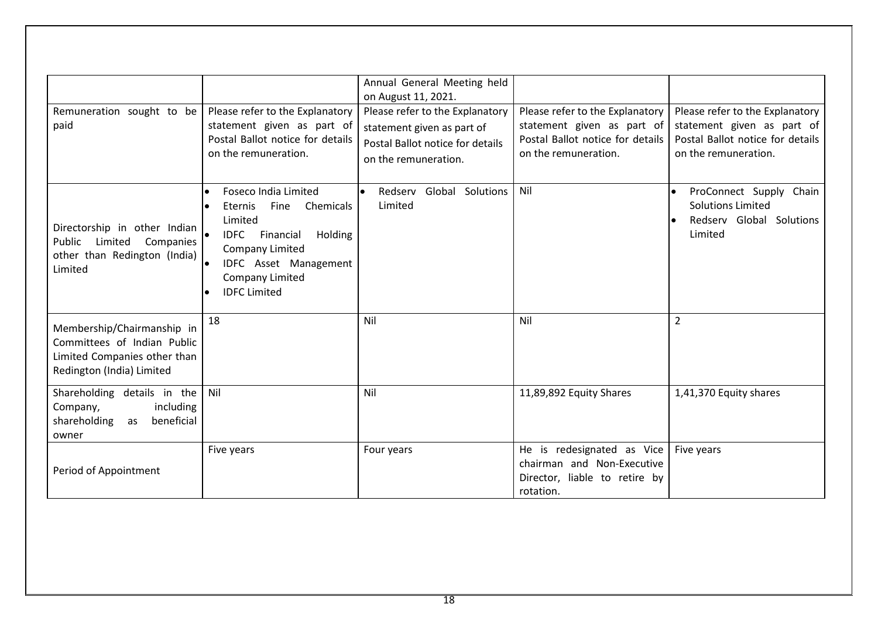| | | | | |
|---|---|---|---|---|
| | | Annual General Meeting held on August 11, 2021. | | |
| Remuneration sought to be paid | Please refer to the Explanatory statement given as part of Postal Ballot notice for details on the remuneration. | Please refer to the Explanatory statement given as part of Postal Ballot notice for details on the remuneration. | Please refer to the Explanatory statement given as part of Postal Ballot notice for details on the remuneration. | Please refer to the Explanatory statement given as part of Postal Ballot notice for details on the remuneration. |
| Directorship in other Indian Public Limited Companies other than Redington (India) Limited | • Foseco India Limited<br>• Eternis Fine Chemicals Limited<br>• IDFC Financial Holding Company Limited<br>• IDFC Asset Management Company Limited<br>• IDFC Limited | • Redserv Global Solutions Limited | Nil | • ProConnect Supply Chain Solutions Limited<br>• Redserv Global Solutions Limited |
| Membership/Chairmanship in Committees of Indian Public Limited Companies other than Redington (India) Limited | 18 | Nil | Nil | 2 |
| Shareholding details in the Company, including shareholding as beneficial owner | Nil | Nil | 11,89,892 Equity Shares | 1,41,370 Equity shares |
| Period of Appointment | Five years | Four years | He is redesignated as Vice chairman and Non-Executive Director, liable to retire by rotation. | Five years |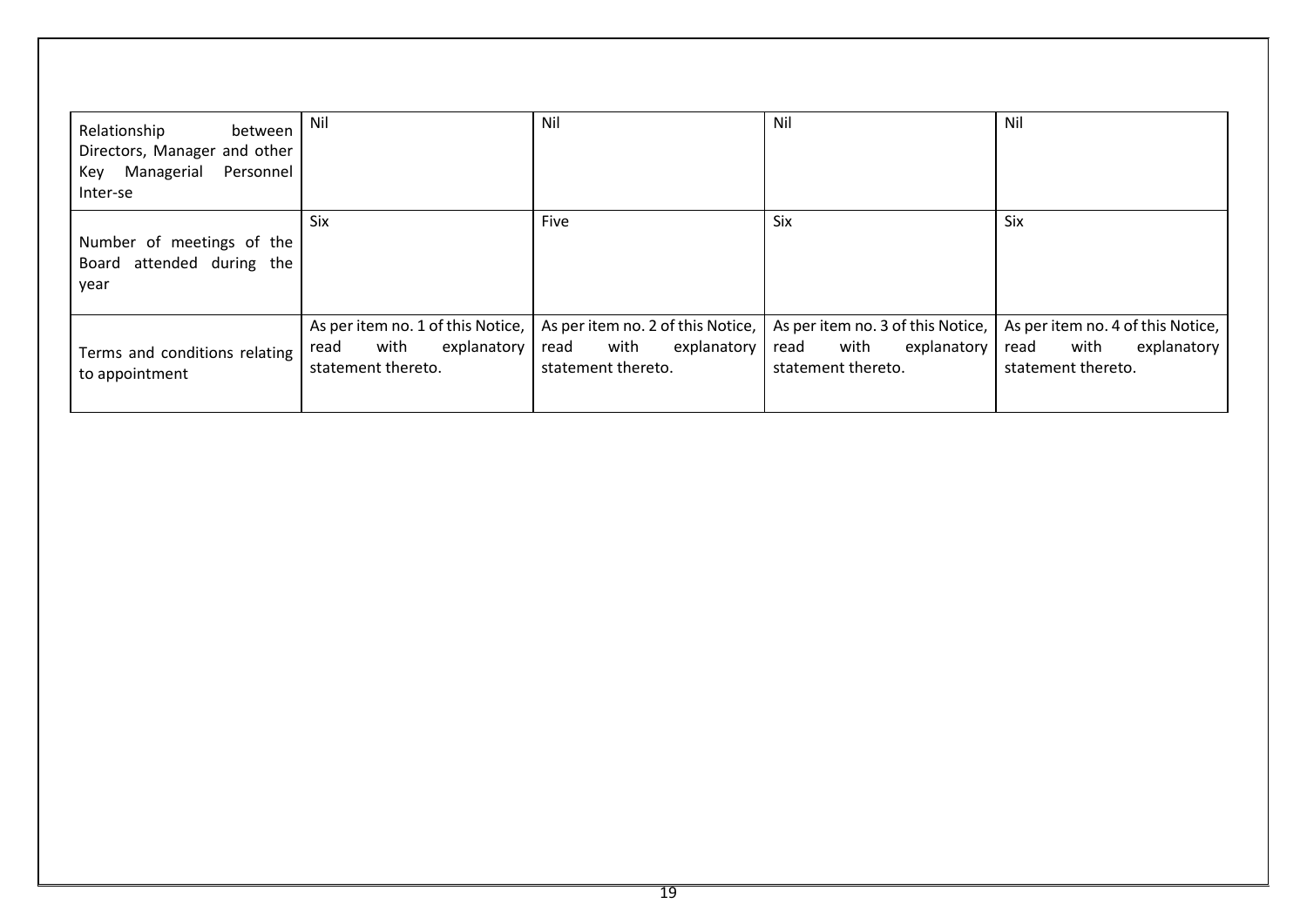| | | | | |
|---|---|---|---|---|
| Relationship between Directors, Manager and other Key Managerial Personnel Inter-se | Nil | Nil | Nil | Nil |
| Number of meetings of the Board attended during the year | Six | Five | Six | Six |
| Terms and conditions relating to appointment | As per item no. 1 of this Notice, read with explanatory statement thereto. | As per item no. 2 of this Notice, read with explanatory statement thereto. | As per item no. 3 of this Notice, read with explanatory statement thereto. | As per item no. 4 of this Notice, read with explanatory statement thereto. |